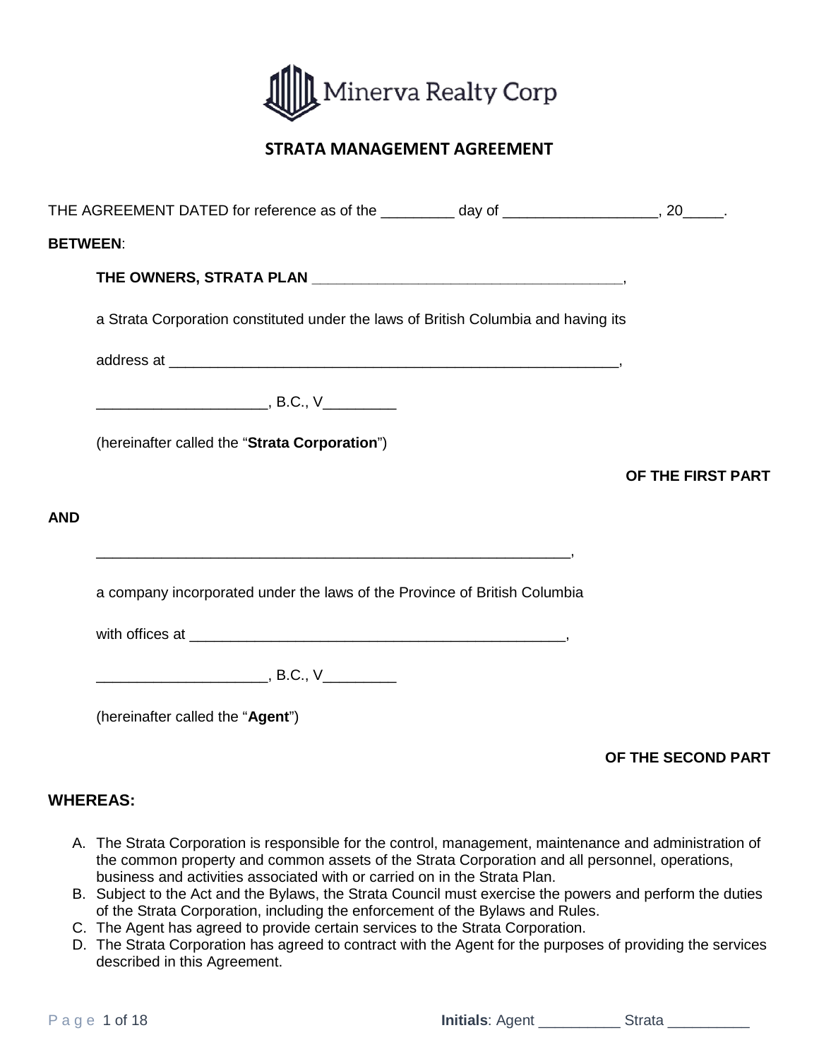Minerva Realty Corp

# STRATA MANAGEMENT AGREEMENT

THE AGREEMENT DATED for reference as of the _________ day of __________________, 20_____.

**BETWEEN**:

**THE OWNERS, STRATA PLAN ______________________________________**,

a Strata Corporation constituted under the laws of British Columbia and having its

address at _________________________________________________________,

____________________, B.C., V_________

(hereinafter called the "**Strata Corporation**")

**OF THE FIRST PART**

**AND**

___________________________________________________________,

a company incorporated under the laws of the Province of British Columbia

with offices at _______________________________________________,

____________________, B.C., V_________

(hereinafter called the "**Agent**")

**OF THE SECOND PART**

## WHEREAS:

A. The Strata Corporation is responsible for the control, management, maintenance and administration of the common property and common assets of the Strata Corporation and all personnel, operations, business and activities associated with or carried on in the Strata Plan.
B. Subject to the Act and the Bylaws, the Strata Council must exercise the powers and perform the duties of the Strata Corporation, including the enforcement of the Bylaws and Rules.
C. The Agent has agreed to provide certain services to the Strata Corporation.
D. The Strata Corporation has agreed to contract with the Agent for the purposes of providing the services described in this Agreement.

**Initials**: Agent __________ Strata _________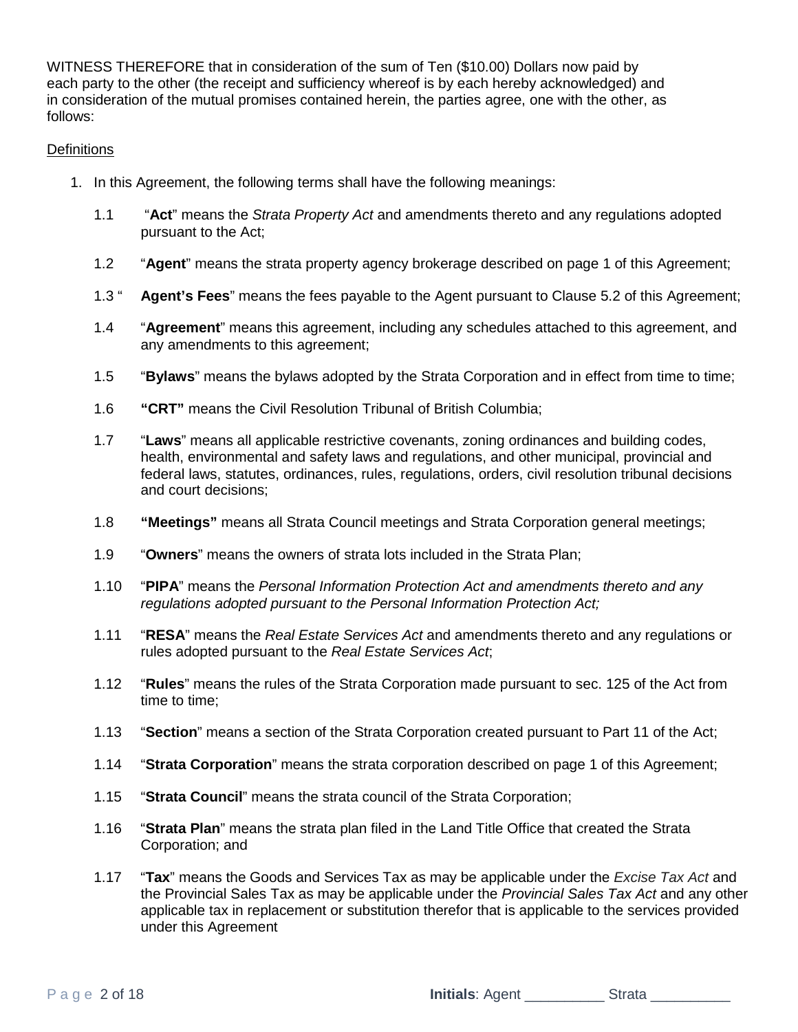WITNESS THEREFORE that in consideration of the sum of Ten ($10.00) Dollars now paid by each party to the other (the receipt and sufficiency whereof is by each hereby acknowledged) and in consideration of the mutual promises contained herein, the parties agree, one with the other, as follows:

Definitions

1. In this Agreement, the following terms shall have the following meanings:

   1.1 "**Act**" means the *Strata Property Act* and amendments thereto and any regulations adopted pursuant to the Act;

   1.2 "**Agent**" means the strata property agency brokerage described on page 1 of this Agreement;

   1.3 " **Agent's Fees**" means the fees payable to the Agent pursuant to Clause 5.2 of this Agreement;

   1.4 "**Agreement**" means this agreement, including any schedules attached to this agreement, and any amendments to this agreement;

   1.5 "**Bylaws**" means the bylaws adopted by the Strata Corporation and in effect from time to time;

   1.6 **"CRT"** means the Civil Resolution Tribunal of British Columbia;

   1.7 "**Laws**" means all applicable restrictive covenants, zoning ordinances and building codes, health, environmental and safety laws and regulations, and other municipal, provincial and federal laws, statutes, ordinances, rules, regulations, orders, civil resolution tribunal decisions and court decisions;

   1.8 **"Meetings"** means all Strata Council meetings and Strata Corporation general meetings;

   1.9 "**Owners**" means the owners of strata lots included in the Strata Plan;

   1.10 "**PIPA**" means the *Personal Information Protection Act and amendments thereto and any regulations adopted pursuant to the Personal Information Protection Act;*

   1.11 "**RESA**" means the *Real Estate Services Act* and amendments thereto and any regulations or rules adopted pursuant to the *Real Estate Services Act*;

   1.12 "**Rules**" means the rules of the Strata Corporation made pursuant to sec. 125 of the Act from time to time;

   1.13 "**Section**" means a section of the Strata Corporation created pursuant to Part 11 of the Act;

   1.14 "**Strata Corporation**" means the strata corporation described on page 1 of this Agreement;

   1.15 "**Strata Council**" means the strata council of the Strata Corporation;

   1.16 "**Strata Plan**" means the strata plan filed in the Land Title Office that created the Strata Corporation; and

   1.17 "**Tax**" means the Goods and Services Tax as may be applicable under the *Excise Tax Act* and the Provincial Sales Tax as may be applicable under the *Provincial Sales Tax Act* and any other applicable tax in replacement or substitution therefor that is applicable to the services provided under this Agreement

**Initials**: Agent __________ Strata __________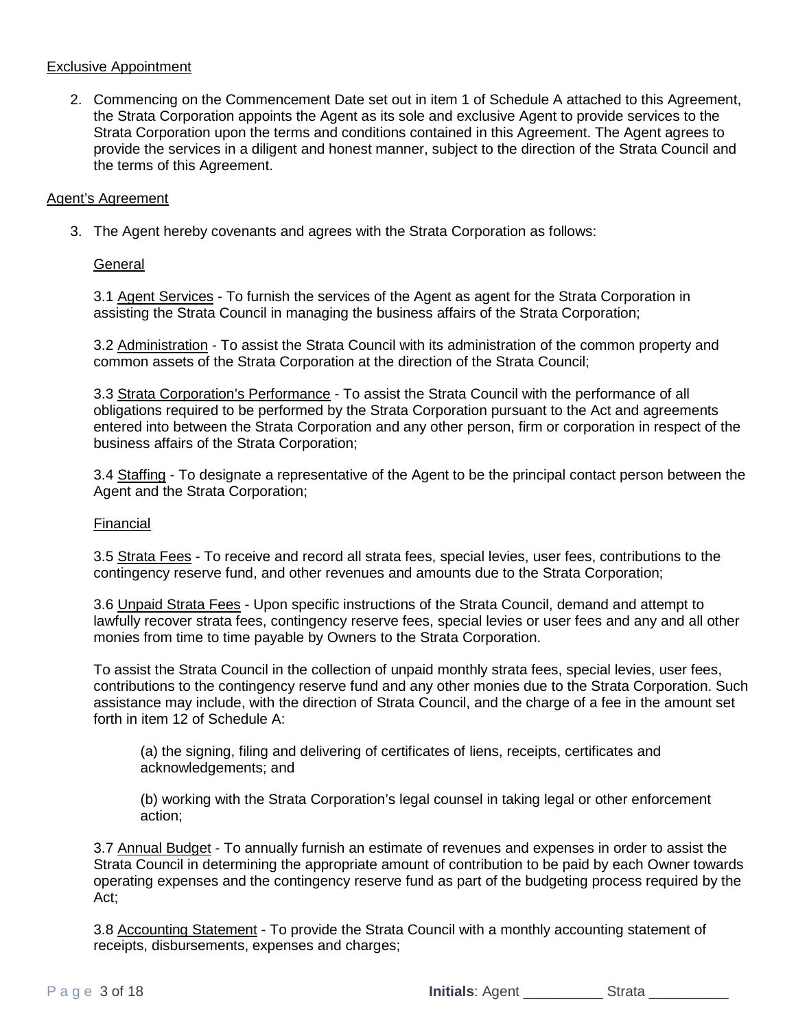Exclusive Appointment

2. Commencing on the Commencement Date set out in item 1 of Schedule A attached to this Agreement, the Strata Corporation appoints the Agent as its sole and exclusive Agent to provide services to the Strata Corporation upon the terms and conditions contained in this Agreement. The Agent agrees to provide the services in a diligent and honest manner, subject to the direction of the Strata Council and the terms of this Agreement.

Agent's Agreement

3. The Agent hereby covenants and agrees with the Strata Corporation as follows:

General

3.1 Agent Services - To furnish the services of the Agent as agent for the Strata Corporation in assisting the Strata Council in managing the business affairs of the Strata Corporation;

3.2 Administration - To assist the Strata Council with its administration of the common property and common assets of the Strata Corporation at the direction of the Strata Council;

3.3 Strata Corporation's Performance - To assist the Strata Council with the performance of all obligations required to be performed by the Strata Corporation pursuant to the Act and agreements entered into between the Strata Corporation and any other person, firm or corporation in respect of the business affairs of the Strata Corporation;

3.4 Staffing - To designate a representative of the Agent to be the principal contact person between the Agent and the Strata Corporation;

Financial

3.5 Strata Fees - To receive and record all strata fees, special levies, user fees, contributions to the contingency reserve fund, and other revenues and amounts due to the Strata Corporation;

3.6 Unpaid Strata Fees - Upon specific instructions of the Strata Council, demand and attempt to lawfully recover strata fees, contingency reserve fees, special levies or user fees and any and all other monies from time to time payable by Owners to the Strata Corporation.

To assist the Strata Council in the collection of unpaid monthly strata fees, special levies, user fees, contributions to the contingency reserve fund and any other monies due to the Strata Corporation. Such assistance may include, with the direction of Strata Council, and the charge of a fee in the amount set forth in item 12 of Schedule A:

(a) the signing, filing and delivering of certificates of liens, receipts, certificates and acknowledgements; and

(b) working with the Strata Corporation's legal counsel in taking legal or other enforcement action;

3.7 Annual Budget - To annually furnish an estimate of revenues and expenses in order to assist the Strata Council in determining the appropriate amount of contribution to be paid by each Owner towards operating expenses and the contingency reserve fund as part of the budgeting process required by the Act;

3.8 Accounting Statement - To provide the Strata Council with a monthly accounting statement of receipts, disbursements, expenses and charges;

**Initials**: Agent __________ Strata __________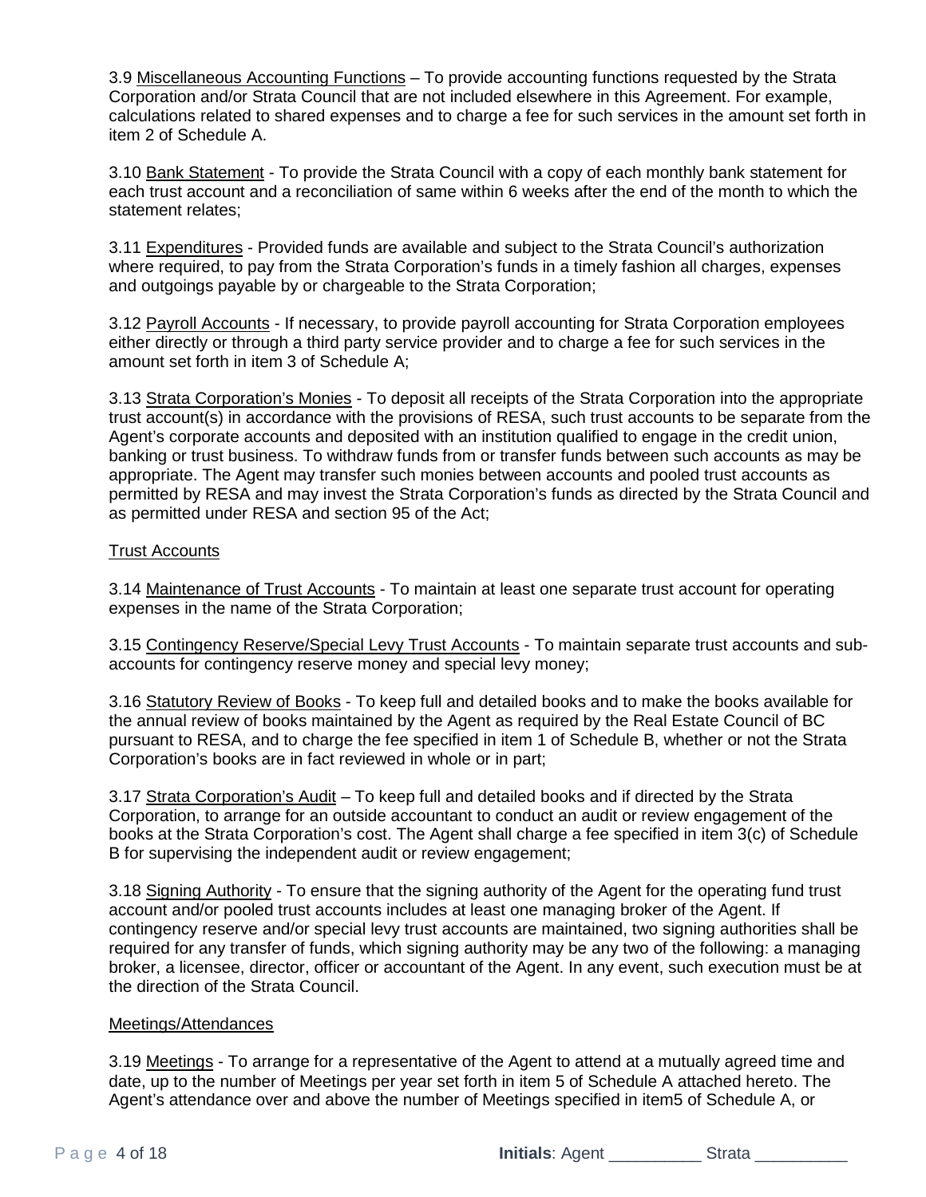3.9 Miscellaneous Accounting Functions – To provide accounting functions requested by the Strata Corporation and/or Strata Council that are not included elsewhere in this Agreement. For example, calculations related to shared expenses and to charge a fee for such services in the amount set forth in item 2 of Schedule A.

3.10 Bank Statement - To provide the Strata Council with a copy of each monthly bank statement for each trust account and a reconciliation of same within 6 weeks after the end of the month to which the statement relates;

3.11 Expenditures - Provided funds are available and subject to the Strata Council's authorization where required, to pay from the Strata Corporation's funds in a timely fashion all charges, expenses and outgoings payable by or chargeable to the Strata Corporation;

3.12 Payroll Accounts - If necessary, to provide payroll accounting for Strata Corporation employees either directly or through a third party service provider and to charge a fee for such services in the amount set forth in item 3 of Schedule A;

3.13 Strata Corporation's Monies - To deposit all receipts of the Strata Corporation into the appropriate trust account(s) in accordance with the provisions of RESA, such trust accounts to be separate from the Agent's corporate accounts and deposited with an institution qualified to engage in the credit union, banking or trust business. To withdraw funds from or transfer funds between such accounts as may be appropriate. The Agent may transfer such monies between accounts and pooled trust accounts as permitted by RESA and may invest the Strata Corporation's funds as directed by the Strata Council and as permitted under RESA and section 95 of the Act;

Trust Accounts

3.14 Maintenance of Trust Accounts - To maintain at least one separate trust account for operating expenses in the name of the Strata Corporation;

3.15 Contingency Reserve/Special Levy Trust Accounts - To maintain separate trust accounts and sub-accounts for contingency reserve money and special levy money;

3.16 Statutory Review of Books - To keep full and detailed books and to make the books available for the annual review of books maintained by the Agent as required by the Real Estate Council of BC pursuant to RESA, and to charge the fee specified in item 1 of Schedule B, whether or not the Strata Corporation's books are in fact reviewed in whole or in part;

3.17 Strata Corporation's Audit – To keep full and detailed books and if directed by the Strata Corporation, to arrange for an outside accountant to conduct an audit or review engagement of the books at the Strata Corporation's cost. The Agent shall charge a fee specified in item 3(c) of Schedule B for supervising the independent audit or review engagement;

3.18 Signing Authority - To ensure that the signing authority of the Agent for the operating fund trust account and/or pooled trust accounts includes at least one managing broker of the Agent. If contingency reserve and/or special levy trust accounts are maintained, two signing authorities shall be required for any transfer of funds, which signing authority may be any two of the following: a managing broker, a licensee, director, officer or accountant of the Agent. In any event, such execution must be at the direction of the Strata Council.

Meetings/Attendances

3.19 Meetings - To arrange for a representative of the Agent to attend at a mutually agreed time and date, up to the number of Meetings per year set forth in item 5 of Schedule A attached hereto. The Agent's attendance over and above the number of Meetings specified in item5 of Schedule A, or

**Initials**: Agent __________ Strata __________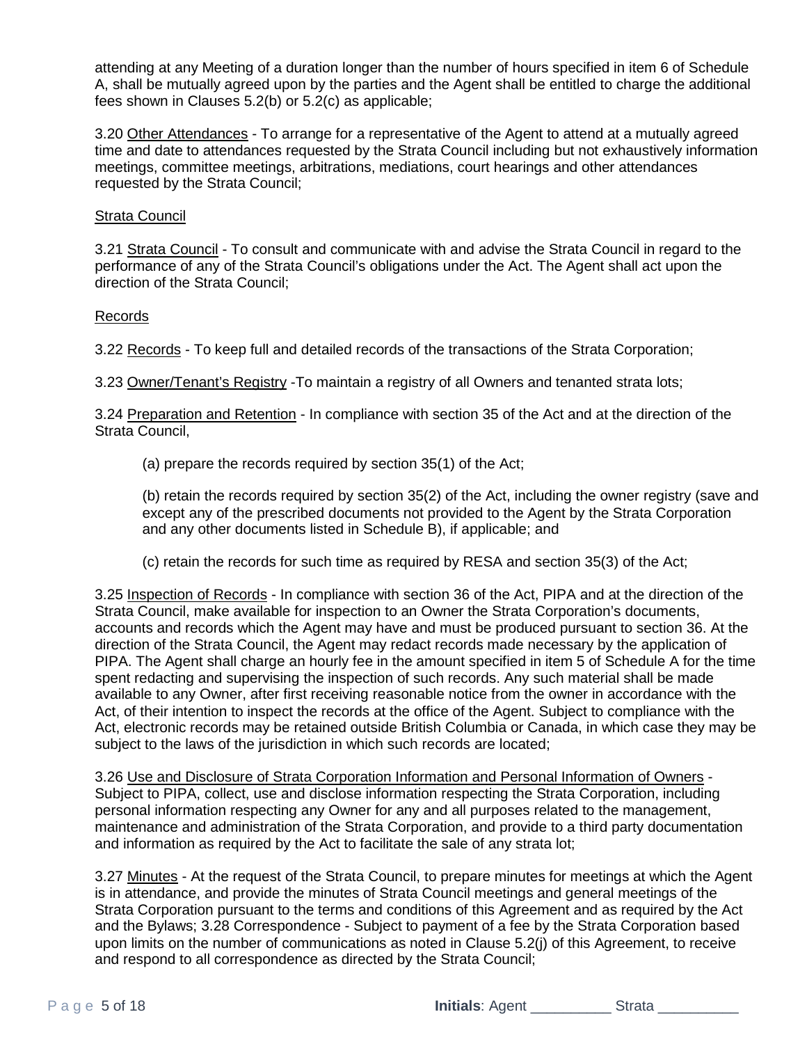attending at any Meeting of a duration longer than the number of hours specified in item 6 of Schedule A, shall be mutually agreed upon by the parties and the Agent shall be entitled to charge the additional fees shown in Clauses 5.2(b) or 5.2(c) as applicable;

3.20 <u>Other Attendances</u> - To arrange for a representative of the Agent to attend at a mutually agreed time and date to attendances requested by the Strata Council including but not exhaustively information meetings, committee meetings, arbitrations, mediations, court hearings and other attendances requested by the Strata Council;

<u>Strata Council</u>

3.21 <u>Strata Council</u> - To consult and communicate with and advise the Strata Council in regard to the performance of any of the Strata Council's obligations under the Act. The Agent shall act upon the direction of the Strata Council;

<u>Records</u>

3.22 <u>Records</u> - To keep full and detailed records of the transactions of the Strata Corporation;

3.23 <u>Owner/Tenant's Registry</u> -To maintain a registry of all Owners and tenanted strata lots;

3.24 <u>Preparation and Retention</u> - In compliance with section 35 of the Act and at the direction of the Strata Council,

(a) prepare the records required by section 35(1) of the Act;

(b) retain the records required by section 35(2) of the Act, including the owner registry (save and except any of the prescribed documents not provided to the Agent by the Strata Corporation and any other documents listed in Schedule B), if applicable; and

(c) retain the records for such time as required by RESA and section 35(3) of the Act;

3.25 <u>Inspection of Records</u> - In compliance with section 36 of the Act, PIPA and at the direction of the Strata Council, make available for inspection to an Owner the Strata Corporation's documents, accounts and records which the Agent may have and must be produced pursuant to section 36. At the direction of the Strata Council, the Agent may redact records made necessary by the application of PIPA. The Agent shall charge an hourly fee in the amount specified in item 5 of Schedule A for the time spent redacting and supervising the inspection of such records. Any such material shall be made available to any Owner, after first receiving reasonable notice from the owner in accordance with the Act, of their intention to inspect the records at the office of the Agent. Subject to compliance with the Act, electronic records may be retained outside British Columbia or Canada, in which case they may be subject to the laws of the jurisdiction in which such records are located;

3.26 <u>Use and Disclosure of Strata Corporation Information and Personal Information of Owners</u> - Subject to PIPA, collect, use and disclose information respecting the Strata Corporation, including personal information respecting any Owner for any and all purposes related to the management, maintenance and administration of the Strata Corporation, and provide to a third party documentation and information as required by the Act to facilitate the sale of any strata lot;

3.27 <u>Minutes</u> - At the request of the Strata Council, to prepare minutes for meetings at which the Agent is in attendance, and provide the minutes of Strata Council meetings and general meetings of the Strata Corporation pursuant to the terms and conditions of this Agreement and as required by the Act and the Bylaws; 3.28 Correspondence - Subject to payment of a fee by the Strata Corporation based upon limits on the number of communications as noted in Clause 5.2(j) of this Agreement, to receive and respond to all correspondence as directed by the Strata Council;

**Initials**: Agent __________ Strata __________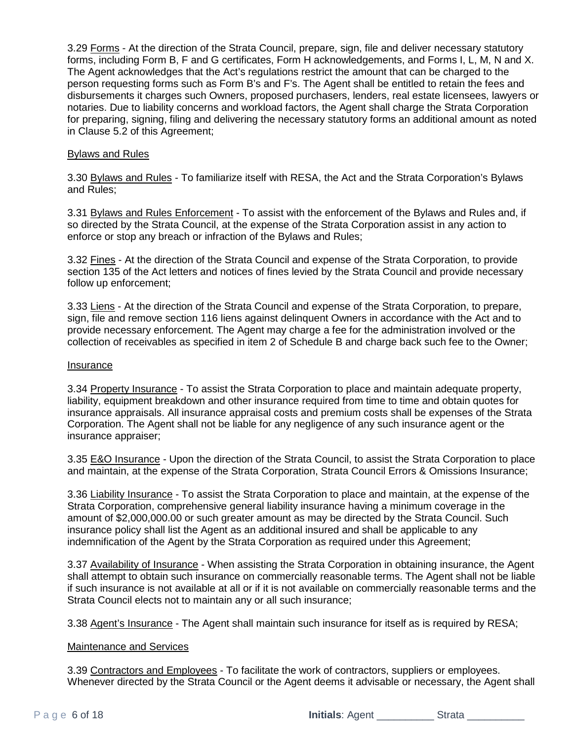3.29 <u>Forms</u> - At the direction of the Strata Council, prepare, sign, file and deliver necessary statutory forms, including Form B, F and G certificates, Form H acknowledgements, and Forms I, L, M, N and X. The Agent acknowledges that the Act's regulations restrict the amount that can be charged to the person requesting forms such as Form B's and F's. The Agent shall be entitled to retain the fees and disbursements it charges such Owners, proposed purchasers, lenders, real estate licensees, lawyers or notaries. Due to liability concerns and workload factors, the Agent shall charge the Strata Corporation for preparing, signing, filing and delivering the necessary statutory forms an additional amount as noted in Clause 5.2 of this Agreement;

<u>Bylaws and Rules</u>

3.30 <u>Bylaws and Rules</u> - To familiarize itself with RESA, the Act and the Strata Corporation's Bylaws and Rules;

3.31 <u>Bylaws and Rules Enforcement</u> - To assist with the enforcement of the Bylaws and Rules and, if so directed by the Strata Council, at the expense of the Strata Corporation assist in any action to enforce or stop any breach or infraction of the Bylaws and Rules;

3.32 <u>Fines</u> - At the direction of the Strata Council and expense of the Strata Corporation, to provide section 135 of the Act letters and notices of fines levied by the Strata Council and provide necessary follow up enforcement;

3.33 <u>Liens</u> - At the direction of the Strata Council and expense of the Strata Corporation, to prepare, sign, file and remove section 116 liens against delinquent Owners in accordance with the Act and to provide necessary enforcement. The Agent may charge a fee for the administration involved or the collection of receivables as specified in item 2 of Schedule B and charge back such fee to the Owner;

<u>Insurance</u>

3.34 <u>Property Insurance</u> - To assist the Strata Corporation to place and maintain adequate property, liability, equipment breakdown and other insurance required from time to time and obtain quotes for insurance appraisals. All insurance appraisal costs and premium costs shall be expenses of the Strata Corporation. The Agent shall not be liable for any negligence of any such insurance agent or the insurance appraiser;

3.35 <u>E&O Insurance</u> - Upon the direction of the Strata Council, to assist the Strata Corporation to place and maintain, at the expense of the Strata Corporation, Strata Council Errors & Omissions Insurance;

3.36 <u>Liability Insurance</u> - To assist the Strata Corporation to place and maintain, at the expense of the Strata Corporation, comprehensive general liability insurance having a minimum coverage in the amount of $2,000,000.00 or such greater amount as may be directed by the Strata Council. Such insurance policy shall list the Agent as an additional insured and shall be applicable to any indemnification of the Agent by the Strata Corporation as required under this Agreement;

3.37 <u>Availability of Insurance</u> - When assisting the Strata Corporation in obtaining insurance, the Agent shall attempt to obtain such insurance on commercially reasonable terms. The Agent shall not be liable if such insurance is not available at all or if it is not available on commercially reasonable terms and the Strata Council elects not to maintain any or all such insurance;

3.38 <u>Agent's Insurance</u> - The Agent shall maintain such insurance for itself as is required by RESA;

<u>Maintenance and Services</u>

3.39 <u>Contractors and Employees</u> - To facilitate the work of contractors, suppliers or employees. Whenever directed by the Strata Council or the Agent deems it advisable or necessary, the Agent shall

**Initials**: Agent __________ Strata __________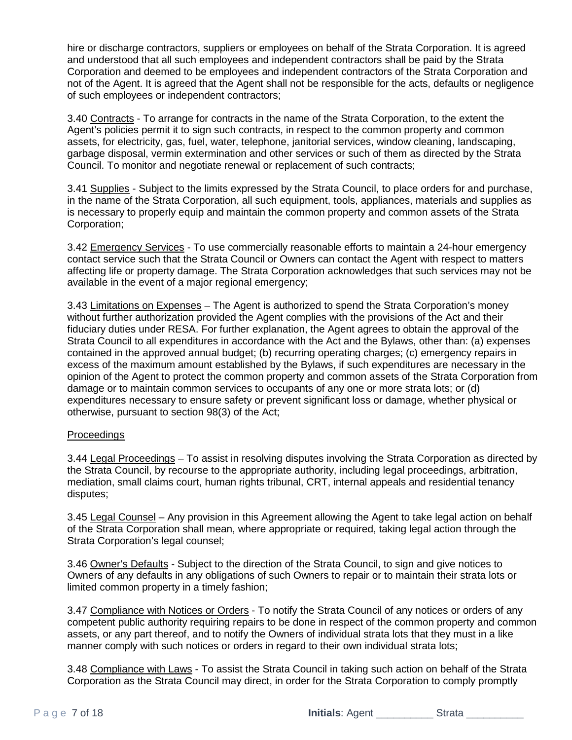hire or discharge contractors, suppliers or employees on behalf of the Strata Corporation. It is agreed and understood that all such employees and independent contractors shall be paid by the Strata Corporation and deemed to be employees and independent contractors of the Strata Corporation and not of the Agent. It is agreed that the Agent shall not be responsible for the acts, defaults or negligence of such employees or independent contractors;

3.40 Contracts - To arrange for contracts in the name of the Strata Corporation, to the extent the Agent's policies permit it to sign such contracts, in respect to the common property and common assets, for electricity, gas, fuel, water, telephone, janitorial services, window cleaning, landscaping, garbage disposal, vermin extermination and other services or such of them as directed by the Strata Council. To monitor and negotiate renewal or replacement of such contracts;

3.41 Supplies - Subject to the limits expressed by the Strata Council, to place orders for and purchase, in the name of the Strata Corporation, all such equipment, tools, appliances, materials and supplies as is necessary to properly equip and maintain the common property and common assets of the Strata Corporation;

3.42 Emergency Services - To use commercially reasonable efforts to maintain a 24-hour emergency contact service such that the Strata Council or Owners can contact the Agent with respect to matters affecting life or property damage. The Strata Corporation acknowledges that such services may not be available in the event of a major regional emergency;

3.43 Limitations on Expenses – The Agent is authorized to spend the Strata Corporation's money without further authorization provided the Agent complies with the provisions of the Act and their fiduciary duties under RESA. For further explanation, the Agent agrees to obtain the approval of the Strata Council to all expenditures in accordance with the Act and the Bylaws, other than: (a) expenses contained in the approved annual budget; (b) recurring operating charges; (c) emergency repairs in excess of the maximum amount established by the Bylaws, if such expenditures are necessary in the opinion of the Agent to protect the common property and common assets of the Strata Corporation from damage or to maintain common services to occupants of any one or more strata lots; or (d) expenditures necessary to ensure safety or prevent significant loss or damage, whether physical or otherwise, pursuant to section 98(3) of the Act;

Proceedings

3.44 Legal Proceedings – To assist in resolving disputes involving the Strata Corporation as directed by the Strata Council, by recourse to the appropriate authority, including legal proceedings, arbitration, mediation, small claims court, human rights tribunal, CRT, internal appeals and residential tenancy disputes;

3.45 Legal Counsel – Any provision in this Agreement allowing the Agent to take legal action on behalf of the Strata Corporation shall mean, where appropriate or required, taking legal action through the Strata Corporation's legal counsel;

3.46 Owner's Defaults - Subject to the direction of the Strata Council, to sign and give notices to Owners of any defaults in any obligations of such Owners to repair or to maintain their strata lots or limited common property in a timely fashion;

3.47 Compliance with Notices or Orders - To notify the Strata Council of any notices or orders of any competent public authority requiring repairs to be done in respect of the common property and common assets, or any part thereof, and to notify the Owners of individual strata lots that they must in a like manner comply with such notices or orders in regard to their own individual strata lots;

3.48 Compliance with Laws - To assist the Strata Council in taking such action on behalf of the Strata Corporation as the Strata Council may direct, in order for the Strata Corporation to comply promptly

**Initials**: Agent __________ Strata __________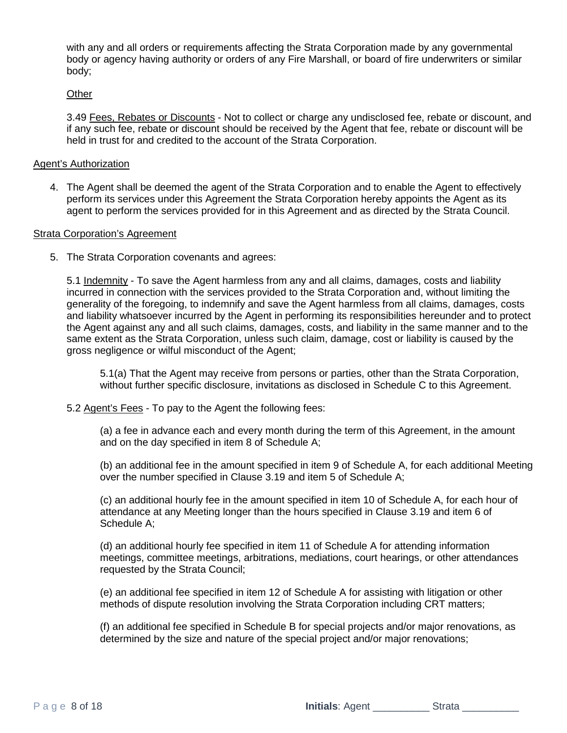with any and all orders or requirements affecting the Strata Corporation made by any governmental body or agency having authority or orders of any Fire Marshall, or board of fire underwriters or similar body;

<u>Other</u>

3.49 <u>Fees, Rebates or Discounts</u> - Not to collect or charge any undisclosed fee, rebate or discount, and if any such fee, rebate or discount should be received by the Agent that fee, rebate or discount will be held in trust for and credited to the account of the Strata Corporation.

<u>Agent's Authorization</u>

4. The Agent shall be deemed the agent of the Strata Corporation and to enable the Agent to effectively perform its services under this Agreement the Strata Corporation hereby appoints the Agent as its agent to perform the services provided for in this Agreement and as directed by the Strata Council.

<u>Strata Corporation's Agreement</u>

5. The Strata Corporation covenants and agrees:

5.1 <u>Indemnity</u> - To save the Agent harmless from any and all claims, damages, costs and liability incurred in connection with the services provided to the Strata Corporation and, without limiting the generality of the foregoing, to indemnify and save the Agent harmless from all claims, damages, costs and liability whatsoever incurred by the Agent in performing its responsibilities hereunder and to protect the Agent against any and all such claims, damages, costs, and liability in the same manner and to the same extent as the Strata Corporation, unless such claim, damage, cost or liability is caused by the gross negligence or wilful misconduct of the Agent;

5.1(a) That the Agent may receive from persons or parties, other than the Strata Corporation, without further specific disclosure, invitations as disclosed in Schedule C to this Agreement.

5.2 <u>Agent's Fees</u> - To pay to the Agent the following fees:

(a) a fee in advance each and every month during the term of this Agreement, in the amount and on the day specified in item 8 of Schedule A;

(b) an additional fee in the amount specified in item 9 of Schedule A, for each additional Meeting over the number specified in Clause 3.19 and item 5 of Schedule A;

(c) an additional hourly fee in the amount specified in item 10 of Schedule A, for each hour of attendance at any Meeting longer than the hours specified in Clause 3.19 and item 6 of Schedule A;

(d) an additional hourly fee specified in item 11 of Schedule A for attending information meetings, committee meetings, arbitrations, mediations, court hearings, or other attendances requested by the Strata Council;

(e) an additional fee specified in item 12 of Schedule A for assisting with litigation or other methods of dispute resolution involving the Strata Corporation including CRT matters;

(f) an additional fee specified in Schedule B for special projects and/or major renovations, as determined by the size and nature of the special project and/or major renovations;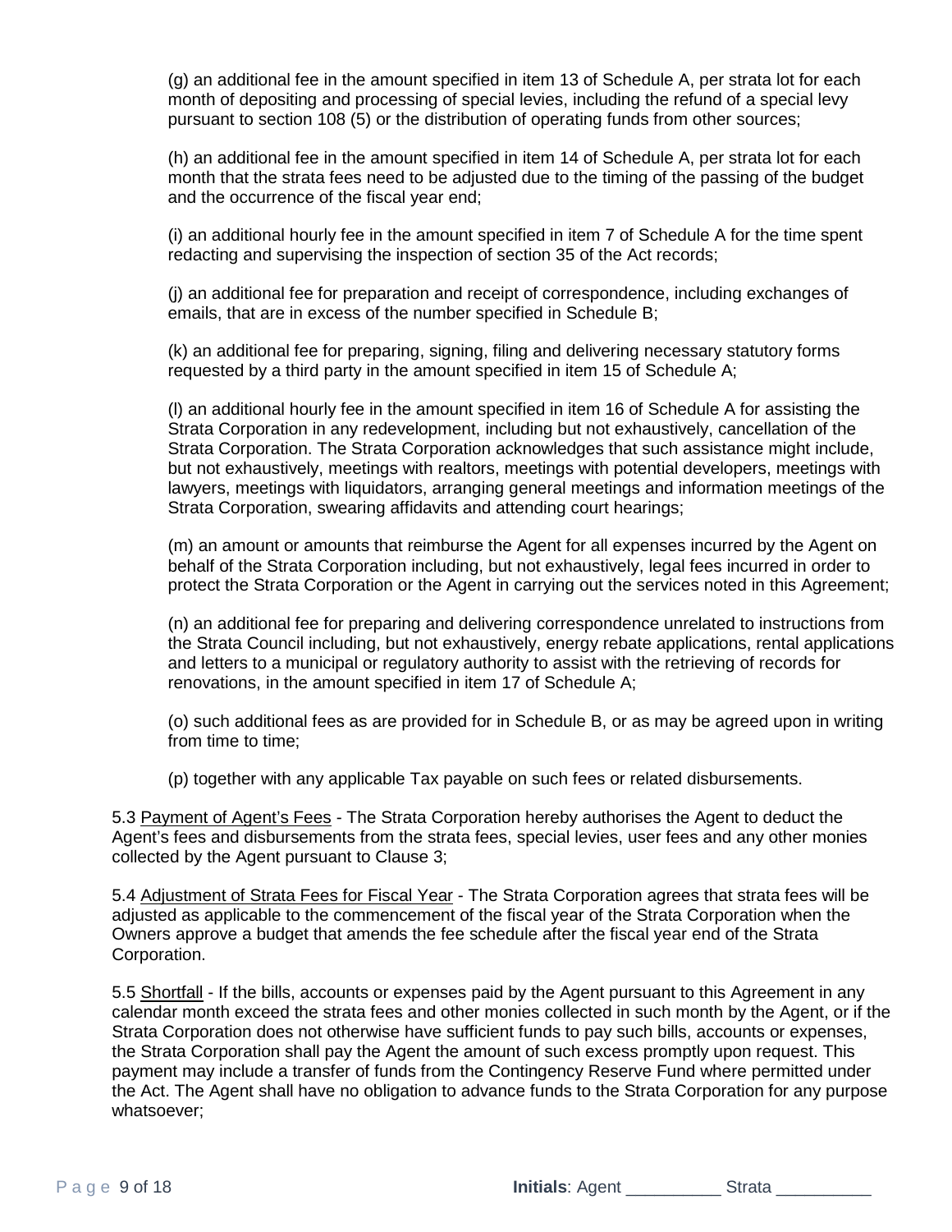(g) an additional fee in the amount specified in item 13 of Schedule A, per strata lot for each month of depositing and processing of special levies, including the refund of a special levy pursuant to section 108 (5) or the distribution of operating funds from other sources;

(h) an additional fee in the amount specified in item 14 of Schedule A, per strata lot for each month that the strata fees need to be adjusted due to the timing of the passing of the budget and the occurrence of the fiscal year end;

(i) an additional hourly fee in the amount specified in item 7 of Schedule A for the time spent redacting and supervising the inspection of section 35 of the Act records;

(j) an additional fee for preparation and receipt of correspondence, including exchanges of emails, that are in excess of the number specified in Schedule B;

(k) an additional fee for preparing, signing, filing and delivering necessary statutory forms requested by a third party in the amount specified in item 15 of Schedule A;

(l) an additional hourly fee in the amount specified in item 16 of Schedule A for assisting the Strata Corporation in any redevelopment, including but not exhaustively, cancellation of the Strata Corporation. The Strata Corporation acknowledges that such assistance might include, but not exhaustively, meetings with realtors, meetings with potential developers, meetings with lawyers, meetings with liquidators, arranging general meetings and information meetings of the Strata Corporation, swearing affidavits and attending court hearings;

(m) an amount or amounts that reimburse the Agent for all expenses incurred by the Agent on behalf of the Strata Corporation including, but not exhaustively, legal fees incurred in order to protect the Strata Corporation or the Agent in carrying out the services noted in this Agreement;

(n) an additional fee for preparing and delivering correspondence unrelated to instructions from the Strata Council including, but not exhaustively, energy rebate applications, rental applications and letters to a municipal or regulatory authority to assist with the retrieving of records for renovations, in the amount specified in item 17 of Schedule A;

(o) such additional fees as are provided for in Schedule B, or as may be agreed upon in writing from time to time;

(p) together with any applicable Tax payable on such fees or related disbursements.

5.3 Payment of Agent's Fees - The Strata Corporation hereby authorises the Agent to deduct the Agent's fees and disbursements from the strata fees, special levies, user fees and any other monies collected by the Agent pursuant to Clause 3;

5.4 Adjustment of Strata Fees for Fiscal Year - The Strata Corporation agrees that strata fees will be adjusted as applicable to the commencement of the fiscal year of the Strata Corporation when the Owners approve a budget that amends the fee schedule after the fiscal year end of the Strata Corporation.

5.5 Shortfall - If the bills, accounts or expenses paid by the Agent pursuant to this Agreement in any calendar month exceed the strata fees and other monies collected in such month by the Agent, or if the Strata Corporation does not otherwise have sufficient funds to pay such bills, accounts or expenses, the Strata Corporation shall pay the Agent the amount of such excess promptly upon request. This payment may include a transfer of funds from the Contingency Reserve Fund where permitted under the Act. The Agent shall have no obligation to advance funds to the Strata Corporation for any purpose whatsoever;

**Initials**: Agent __________ Strata __________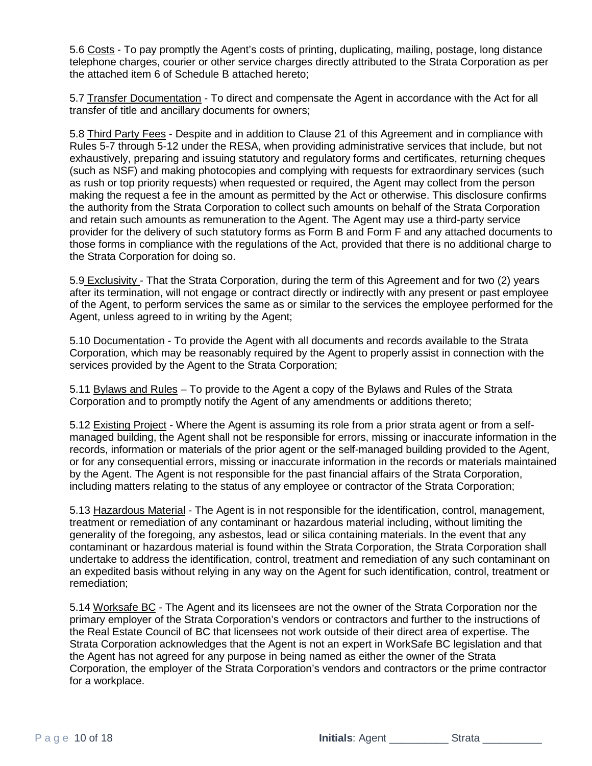5.6 Costs - To pay promptly the Agent's costs of printing, duplicating, mailing, postage, long distance telephone charges, courier or other service charges directly attributed to the Strata Corporation as per the attached item 6 of Schedule B attached hereto;

5.7 Transfer Documentation - To direct and compensate the Agent in accordance with the Act for all transfer of title and ancillary documents for owners;

5.8 Third Party Fees - Despite and in addition to Clause 21 of this Agreement and in compliance with Rules 5-7 through 5-12 under the RESA, when providing administrative services that include, but not exhaustively, preparing and issuing statutory and regulatory forms and certificates, returning cheques (such as NSF) and making photocopies and complying with requests for extraordinary services (such as rush or top priority requests) when requested or required, the Agent may collect from the person making the request a fee in the amount as permitted by the Act or otherwise. This disclosure confirms the authority from the Strata Corporation to collect such amounts on behalf of the Strata Corporation and retain such amounts as remuneration to the Agent. The Agent may use a third-party service provider for the delivery of such statutory forms as Form B and Form F and any attached documents to those forms in compliance with the regulations of the Act, provided that there is no additional charge to the Strata Corporation for doing so.

5.9 Exclusivity - That the Strata Corporation, during the term of this Agreement and for two (2) years after its termination, will not engage or contract directly or indirectly with any present or past employee of the Agent, to perform services the same as or similar to the services the employee performed for the Agent, unless agreed to in writing by the Agent;

5.10 Documentation - To provide the Agent with all documents and records available to the Strata Corporation, which may be reasonably required by the Agent to properly assist in connection with the services provided by the Agent to the Strata Corporation;

5.11 Bylaws and Rules – To provide to the Agent a copy of the Bylaws and Rules of the Strata Corporation and to promptly notify the Agent of any amendments or additions thereto;

5.12 Existing Project - Where the Agent is assuming its role from a prior strata agent or from a self-managed building, the Agent shall not be responsible for errors, missing or inaccurate information in the records, information or materials of the prior agent or the self-managed building provided to the Agent, or for any consequential errors, missing or inaccurate information in the records or materials maintained by the Agent. The Agent is not responsible for the past financial affairs of the Strata Corporation, including matters relating to the status of any employee or contractor of the Strata Corporation;

5.13 Hazardous Material - The Agent is in not responsible for the identification, control, management, treatment or remediation of any contaminant or hazardous material including, without limiting the generality of the foregoing, any asbestos, lead or silica containing materials. In the event that any contaminant or hazardous material is found within the Strata Corporation, the Strata Corporation shall undertake to address the identification, control, treatment and remediation of any such contaminant on an expedited basis without relying in any way on the Agent for such identification, control, treatment or remediation;

5.14 Worksafe BC - The Agent and its licensees are not the owner of the Strata Corporation nor the primary employer of the Strata Corporation's vendors or contractors and further to the instructions of the Real Estate Council of BC that licensees not work outside of their direct area of expertise. The Strata Corporation acknowledges that the Agent is not an expert in WorkSafe BC legislation and that the Agent has not agreed for any purpose in being named as either the owner of the Strata Corporation, the employer of the Strata Corporation's vendors and contractors or the prime contractor for a workplace.

**Initials**: Agent __________ Strata __________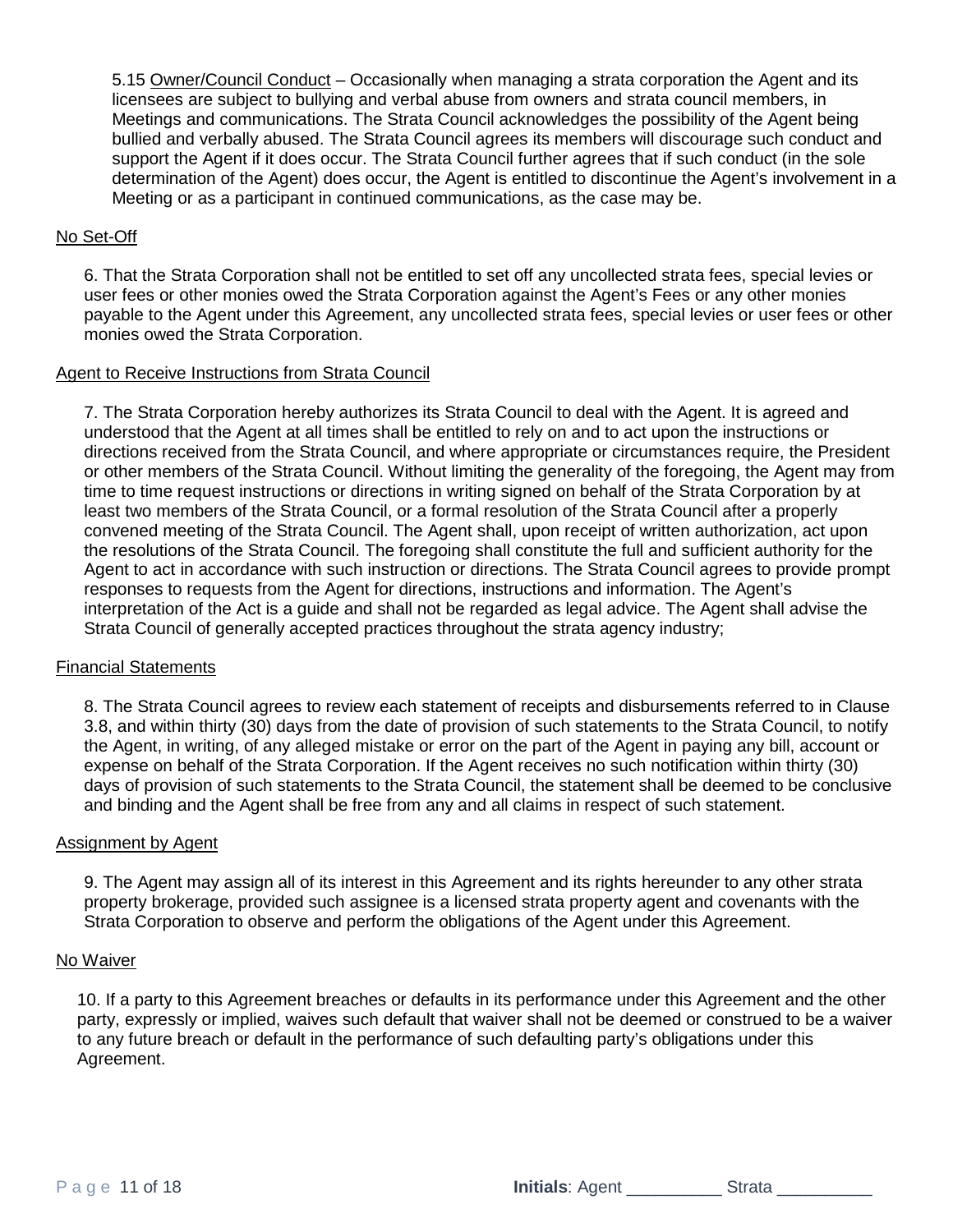5.15 Owner/Council Conduct – Occasionally when managing a strata corporation the Agent and its licensees are subject to bullying and verbal abuse from owners and strata council members, in Meetings and communications. The Strata Council acknowledges the possibility of the Agent being bullied and verbally abused. The Strata Council agrees its members will discourage such conduct and support the Agent if it does occur. The Strata Council further agrees that if such conduct (in the sole determination of the Agent) does occur, the Agent is entitled to discontinue the Agent's involvement in a Meeting or as a participant in continued communications, as the case may be.

No Set-Off

6. That the Strata Corporation shall not be entitled to set off any uncollected strata fees, special levies or user fees or other monies owed the Strata Corporation against the Agent's Fees or any other monies payable to the Agent under this Agreement, any uncollected strata fees, special levies or user fees or other monies owed the Strata Corporation.

Agent to Receive Instructions from Strata Council

7. The Strata Corporation hereby authorizes its Strata Council to deal with the Agent. It is agreed and understood that the Agent at all times shall be entitled to rely on and to act upon the instructions or directions received from the Strata Council, and where appropriate or circumstances require, the President or other members of the Strata Council. Without limiting the generality of the foregoing, the Agent may from time to time request instructions or directions in writing signed on behalf of the Strata Corporation by at least two members of the Strata Council, or a formal resolution of the Strata Council after a properly convened meeting of the Strata Council. The Agent shall, upon receipt of written authorization, act upon the resolutions of the Strata Council. The foregoing shall constitute the full and sufficient authority for the Agent to act in accordance with such instruction or directions. The Strata Council agrees to provide prompt responses to requests from the Agent for directions, instructions and information. The Agent's interpretation of the Act is a guide and shall not be regarded as legal advice. The Agent shall advise the Strata Council of generally accepted practices throughout the strata agency industry;

Financial Statements

8. The Strata Council agrees to review each statement of receipts and disbursements referred to in Clause 3.8, and within thirty (30) days from the date of provision of such statements to the Strata Council, to notify the Agent, in writing, of any alleged mistake or error on the part of the Agent in paying any bill, account or expense on behalf of the Strata Corporation. If the Agent receives no such notification within thirty (30) days of provision of such statements to the Strata Council, the statement shall be deemed to be conclusive and binding and the Agent shall be free from any and all claims in respect of such statement.

Assignment by Agent

9. The Agent may assign all of its interest in this Agreement and its rights hereunder to any other strata property brokerage, provided such assignee is a licensed strata property agent and covenants with the Strata Corporation to observe and perform the obligations of the Agent under this Agreement.

No Waiver

10. If a party to this Agreement breaches or defaults in its performance under this Agreement and the other party, expressly or implied, waives such default that waiver shall not be deemed or construed to be a waiver to any future breach or default in the performance of such defaulting party's obligations under this Agreement.

**Initials**: Agent __________ Strata __________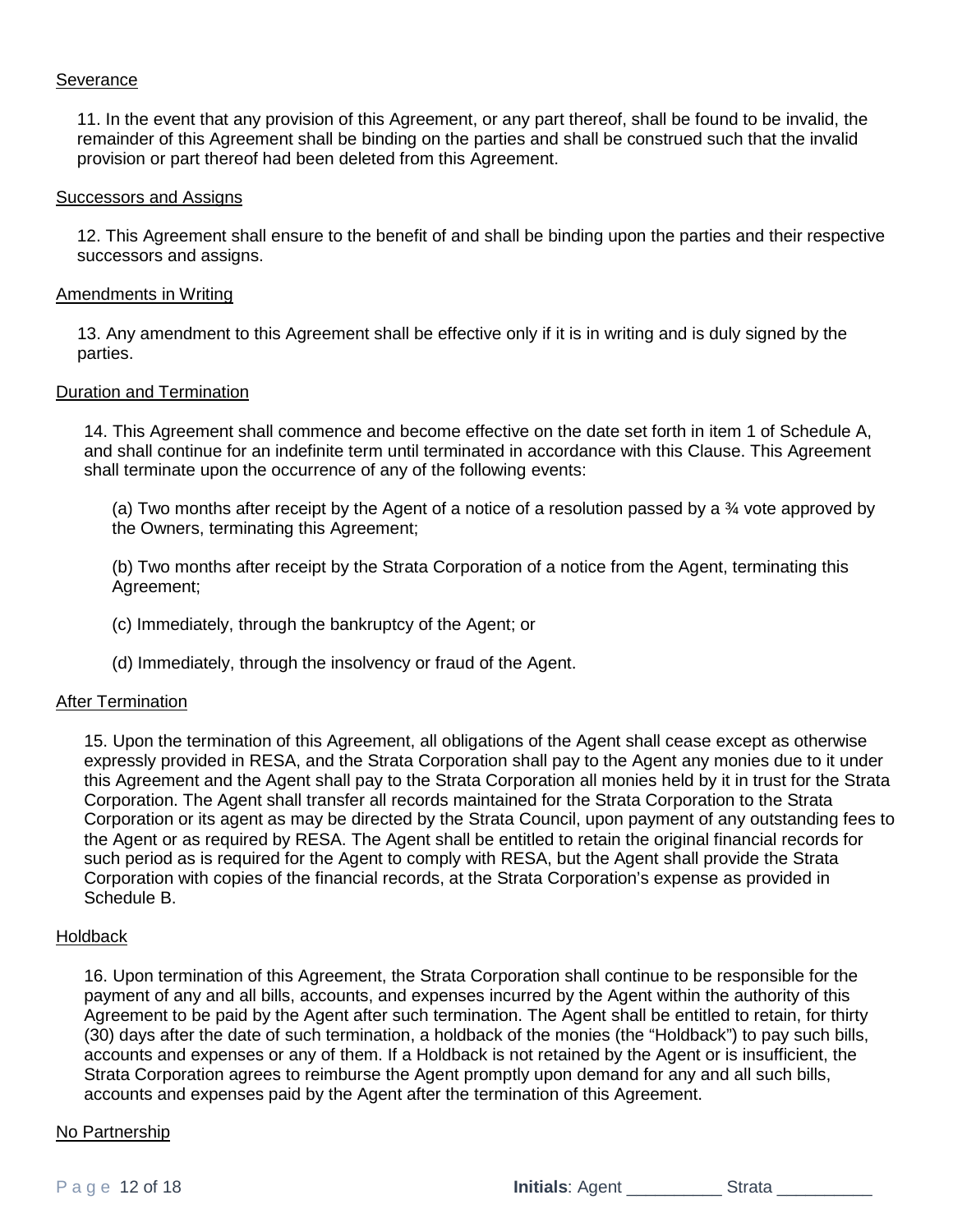Severance

11. In the event that any provision of this Agreement, or any part thereof, shall be found to be invalid, the remainder of this Agreement shall be binding on the parties and shall be construed such that the invalid provision or part thereof had been deleted from this Agreement.

Successors and Assigns

12. This Agreement shall ensure to the benefit of and shall be binding upon the parties and their respective successors and assigns.

Amendments in Writing

13. Any amendment to this Agreement shall be effective only if it is in writing and is duly signed by the parties.

Duration and Termination

14. This Agreement shall commence and become effective on the date set forth in item 1 of Schedule A, and shall continue for an indefinite term until terminated in accordance with this Clause. This Agreement shall terminate upon the occurrence of any of the following events:

(a) Two months after receipt by the Agent of a notice of a resolution passed by a ¾ vote approved by the Owners, terminating this Agreement;

(b) Two months after receipt by the Strata Corporation of a notice from the Agent, terminating this Agreement;

(c) Immediately, through the bankruptcy of the Agent; or

(d) Immediately, through the insolvency or fraud of the Agent.

After Termination

15. Upon the termination of this Agreement, all obligations of the Agent shall cease except as otherwise expressly provided in RESA, and the Strata Corporation shall pay to the Agent any monies due to it under this Agreement and the Agent shall pay to the Strata Corporation all monies held by it in trust for the Strata Corporation. The Agent shall transfer all records maintained for the Strata Corporation to the Strata Corporation or its agent as may be directed by the Strata Council, upon payment of any outstanding fees to the Agent or as required by RESA. The Agent shall be entitled to retain the original financial records for such period as is required for the Agent to comply with RESA, but the Agent shall provide the Strata Corporation with copies of the financial records, at the Strata Corporation's expense as provided in Schedule B.

Holdback

16. Upon termination of this Agreement, the Strata Corporation shall continue to be responsible for the payment of any and all bills, accounts, and expenses incurred by the Agent within the authority of this Agreement to be paid by the Agent after such termination. The Agent shall be entitled to retain, for thirty (30) days after the date of such termination, a holdback of the monies (the "Holdback") to pay such bills, accounts and expenses or any of them. If a Holdback is not retained by the Agent or is insufficient, the Strata Corporation agrees to reimburse the Agent promptly upon demand for any and all such bills, accounts and expenses paid by the Agent after the termination of this Agreement.

No Partnership

**Initials**: Agent __________ Strata __________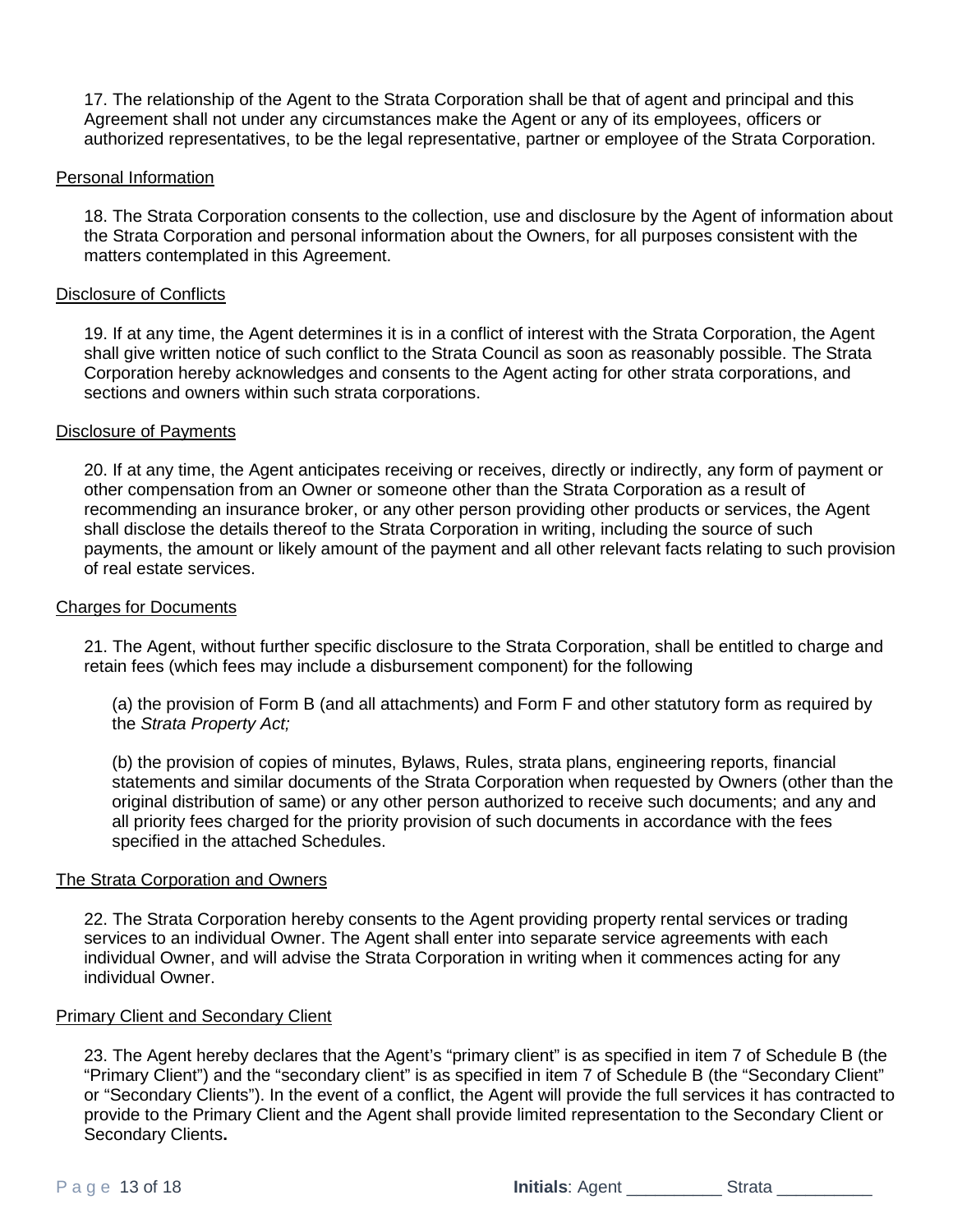17. The relationship of the Agent to the Strata Corporation shall be that of agent and principal and this Agreement shall not under any circumstances make the Agent or any of its employees, officers or authorized representatives, to be the legal representative, partner or employee of the Strata Corporation.

<u>Personal Information</u>

18. The Strata Corporation consents to the collection, use and disclosure by the Agent of information about the Strata Corporation and personal information about the Owners, for all purposes consistent with the matters contemplated in this Agreement.

<u>Disclosure of Conflicts</u>

19. If at any time, the Agent determines it is in a conflict of interest with the Strata Corporation, the Agent shall give written notice of such conflict to the Strata Council as soon as reasonably possible. The Strata Corporation hereby acknowledges and consents to the Agent acting for other strata corporations, and sections and owners within such strata corporations.

<u>Disclosure of Payments</u>

20. If at any time, the Agent anticipates receiving or receives, directly or indirectly, any form of payment or other compensation from an Owner or someone other than the Strata Corporation as a result of recommending an insurance broker, or any other person providing other products or services, the Agent shall disclose the details thereof to the Strata Corporation in writing, including the source of such payments, the amount or likely amount of the payment and all other relevant facts relating to such provision of real estate services.

<u>Charges for Documents</u>

21. The Agent, without further specific disclosure to the Strata Corporation, shall be entitled to charge and retain fees (which fees may include a disbursement component) for the following

(a) the provision of Form B (and all attachments) and Form F and other statutory form as required by the *Strata Property Act;*

(b) the provision of copies of minutes, Bylaws, Rules, strata plans, engineering reports, financial statements and similar documents of the Strata Corporation when requested by Owners (other than the original distribution of same) or any other person authorized to receive such documents; and any and all priority fees charged for the priority provision of such documents in accordance with the fees specified in the attached Schedules.

<u>The Strata Corporation and Owners</u>

22. The Strata Corporation hereby consents to the Agent providing property rental services or trading services to an individual Owner. The Agent shall enter into separate service agreements with each individual Owner, and will advise the Strata Corporation in writing when it commences acting for any individual Owner.

<u>Primary Client and Secondary Client</u>

23. The Agent hereby declares that the Agent's "primary client" is as specified in item 7 of Schedule B (the "Primary Client") and the "secondary client" is as specified in item 7 of Schedule B (the "Secondary Client" or "Secondary Clients"). In the event of a conflict, the Agent will provide the full services it has contracted to provide to the Primary Client and the Agent shall provide limited representation to the Secondary Client or Secondary Clients**.**

**Initials**: Agent __________ Strata __________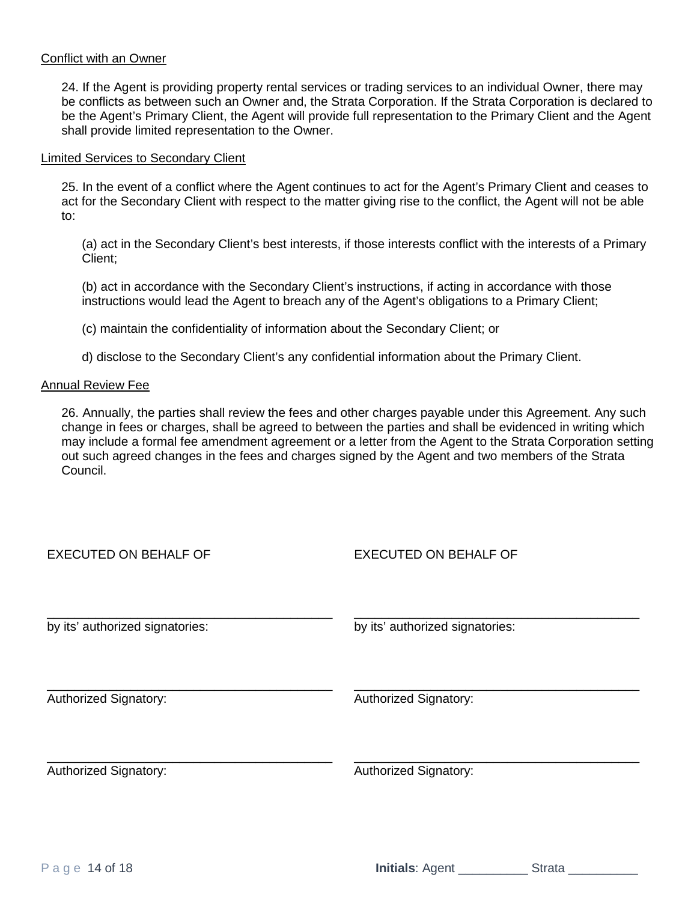<u>Conflict with an Owner</u>

24. If the Agent is providing property rental services or trading services to an individual Owner, there may be conflicts as between such an Owner and, the Strata Corporation. If the Strata Corporation is declared to be the Agent's Primary Client, the Agent will provide full representation to the Primary Client and the Agent shall provide limited representation to the Owner.

<u>Limited Services to Secondary Client</u>

25. In the event of a conflict where the Agent continues to act for the Agent's Primary Client and ceases to act for the Secondary Client with respect to the matter giving rise to the conflict, the Agent will not be able to:

(a) act in the Secondary Client's best interests, if those interests conflict with the interests of a Primary Client;

(b) act in accordance with the Secondary Client's instructions, if acting in accordance with those instructions would lead the Agent to breach any of the Agent's obligations to a Primary Client;

(c) maintain the confidentiality of information about the Secondary Client; or

d) disclose to the Secondary Client's any confidential information about the Primary Client.

<u>Annual Review Fee</u>

26. Annually, the parties shall review the fees and other charges payable under this Agreement. Any such change in fees or charges, shall be agreed to between the parties and shall be evidenced in writing which may include a formal fee amendment agreement or a letter from the Agent to the Strata Corporation setting out such agreed changes in the fees and charges signed by the Agent and two members of the Strata Council.

| EXECUTED ON BEHALF OF | EXECUTED ON BEHALF OF |
|---|---|
| ________________________________________ | ________________________________________ |
| by its' authorized signatories: | by its' authorized signatories: |
| ________________________________________ | ________________________________________ |
| Authorized Signatory: | Authorized Signatory: |
| ________________________________________ | ________________________________________ |
| Authorized Signatory: | Authorized Signatory: |

**Initials**: Agent __________ Strata __________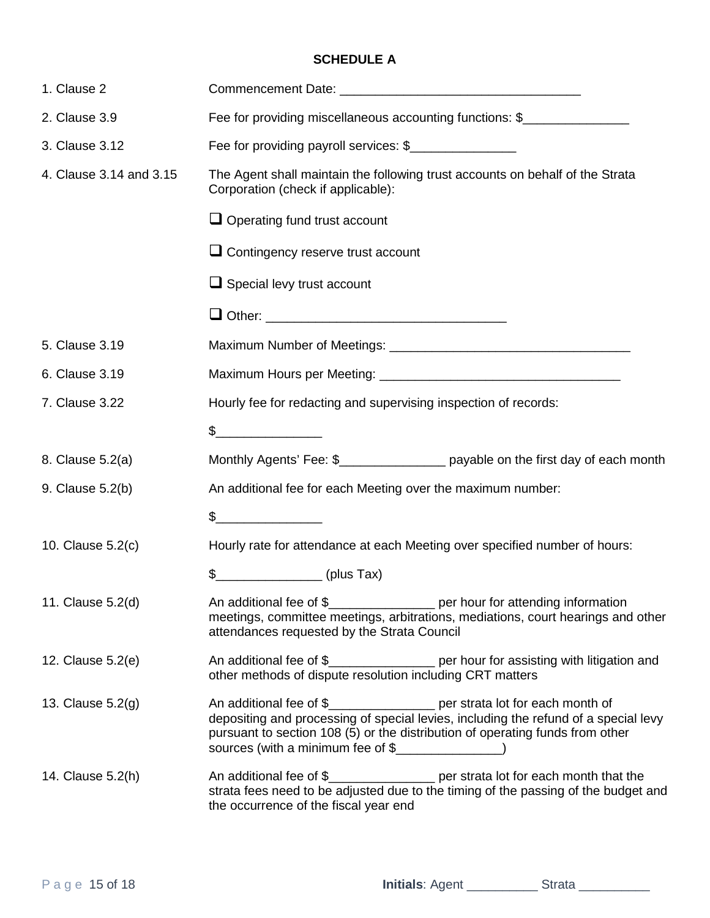**SCHEDULE A**

| | |
|---|---|
| 1. Clause 2 | Commencement Date: __________________________________ |
| 2. Clause 3.9 | Fee for providing miscellaneous accounting functions: $_______________ |
| 3. Clause 3.12 | Fee for providing payroll services: $_______________ |
| 4. Clause 3.14 and 3.15 | The Agent shall maintain the following trust accounts on behalf of the Strata Corporation (check if applicable):<br><br>❑ Operating fund trust account<br><br>❑ Contingency reserve trust account<br><br>❑ Special levy trust account<br><br>❑ Other: __________________________________ |
| 5. Clause 3.19 | Maximum Number of Meetings: __________________________________ |
| 6. Clause 3.19 | Maximum Hours per Meeting: __________________________________ |
| 7. Clause 3.22 | Hourly fee for redacting and supervising inspection of records:<br><br>$_______________ |
| 8. Clause 5.2(a) | Monthly Agents' Fee: $_______________ payable on the first day of each month |
| 9. Clause 5.2(b) | An additional fee for each Meeting over the maximum number:<br><br>$_______________ |
| 10. Clause 5.2(c) | Hourly rate for attendance at each Meeting over specified number of hours:<br><br>$_______________ (plus Tax) |
| 11. Clause 5.2(d) | An additional fee of $_______________ per hour for attending information meetings, committee meetings, arbitrations, mediations, court hearings and other attendances requested by the Strata Council |
| 12. Clause 5.2(e) | An additional fee of $_______________ per hour for assisting with litigation and other methods of dispute resolution including CRT matters |
| 13. Clause 5.2(g) | An additional fee of $_______________ per strata lot for each month of depositing and processing of special levies, including the refund of a special levy pursuant to section 108 (5) or the distribution of operating funds from other sources (with a minimum fee of $_______________) |
| 14. Clause 5.2(h) | An additional fee of $_______________ per strata lot for each month that the strata fees need to be adjusted due to the timing of the passing of the budget and the occurrence of the fiscal year end |

**Initials**: Agent __________ Strata __________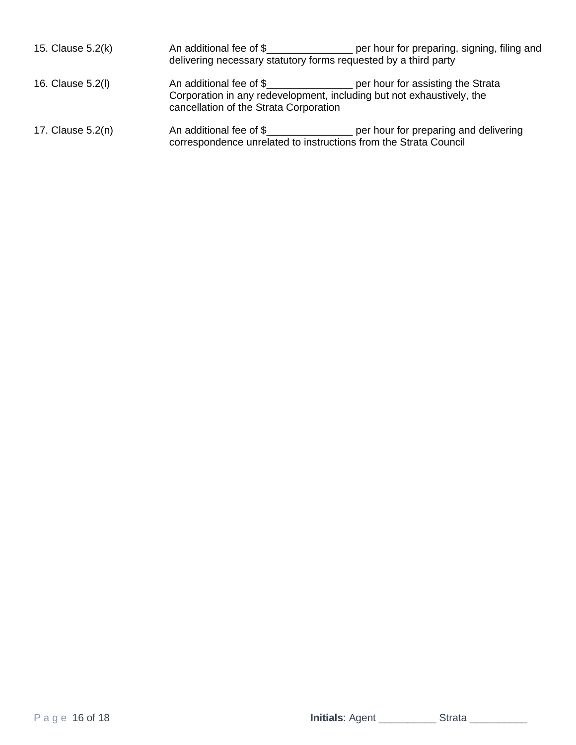| | |
|---|---|
| 15. Clause 5.2(k) | An additional fee of $_______________ per hour for preparing, signing, filing and delivering necessary statutory forms requested by a third party |
| 16. Clause 5.2(l) | An additional fee of $_______________ per hour for assisting the Strata Corporation in any redevelopment, including but not exhaustively, the cancellation of the Strata Corporation |
| 17. Clause 5.2(n) | An additional fee of $_______________ per hour for preparing and delivering correspondence unrelated to instructions from the Strata Council |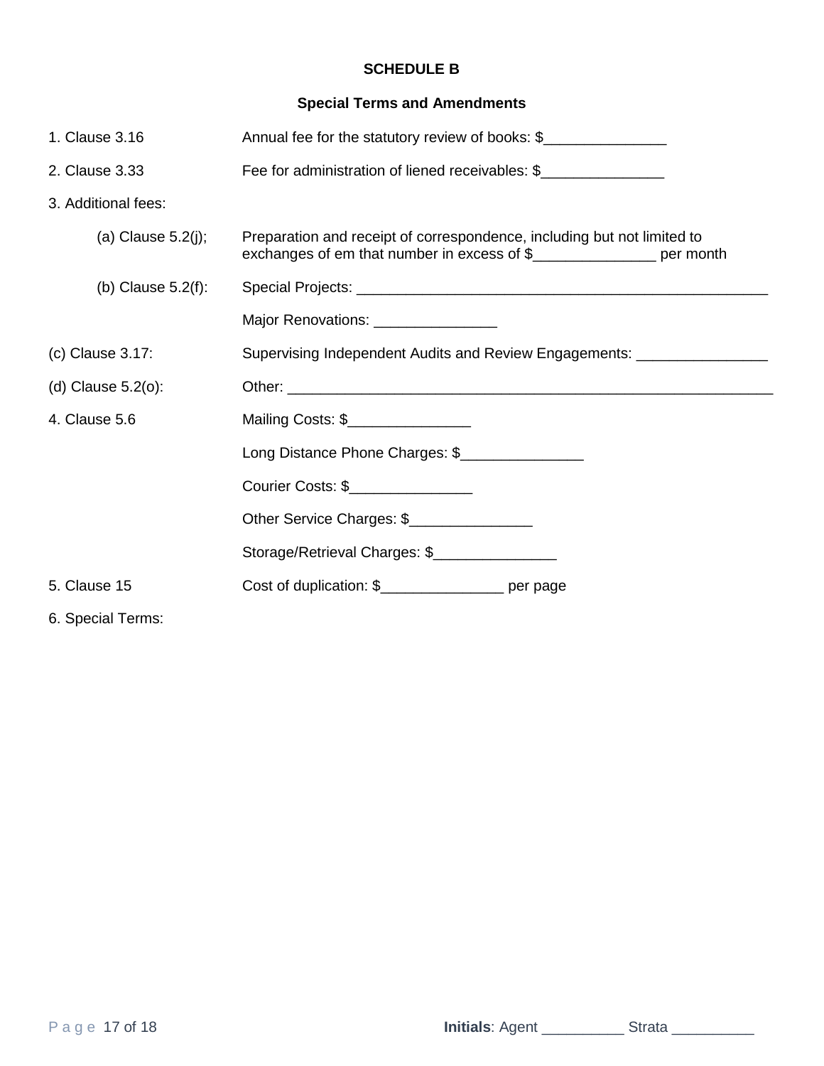**SCHEDULE B**

**Special Terms and Amendments**

1. Clause 3.16 — Annual fee for the statutory review of books: $_______________

2. Clause 3.33 — Fee for administration of liened receivables: $_______________

3. Additional fees:

   (a) Clause 5.2(j); — Preparation and receipt of correspondence, including but not limited to exchanges of em that number in excess of $_______________ per month

   (b) Clause 5.2(f): — Special Projects: ___________________________________________________

   Major Renovations: _______________

(c) Clause 3.17: — Supervising Independent Audits and Review Engagements: ________________

(d) Clause 5.2(o): — Other: _____________________________________________________________

4. Clause 5.6 — Mailing Costs: $_______________

   Long Distance Phone Charges: $_______________

   Courier Costs: $_______________

   Other Service Charges: $_______________

   Storage/Retrieval Charges: $_______________

5. Clause 15 — Cost of duplication: $_______________ per page

6. Special Terms:

**Initials**: Agent __________ Strata __________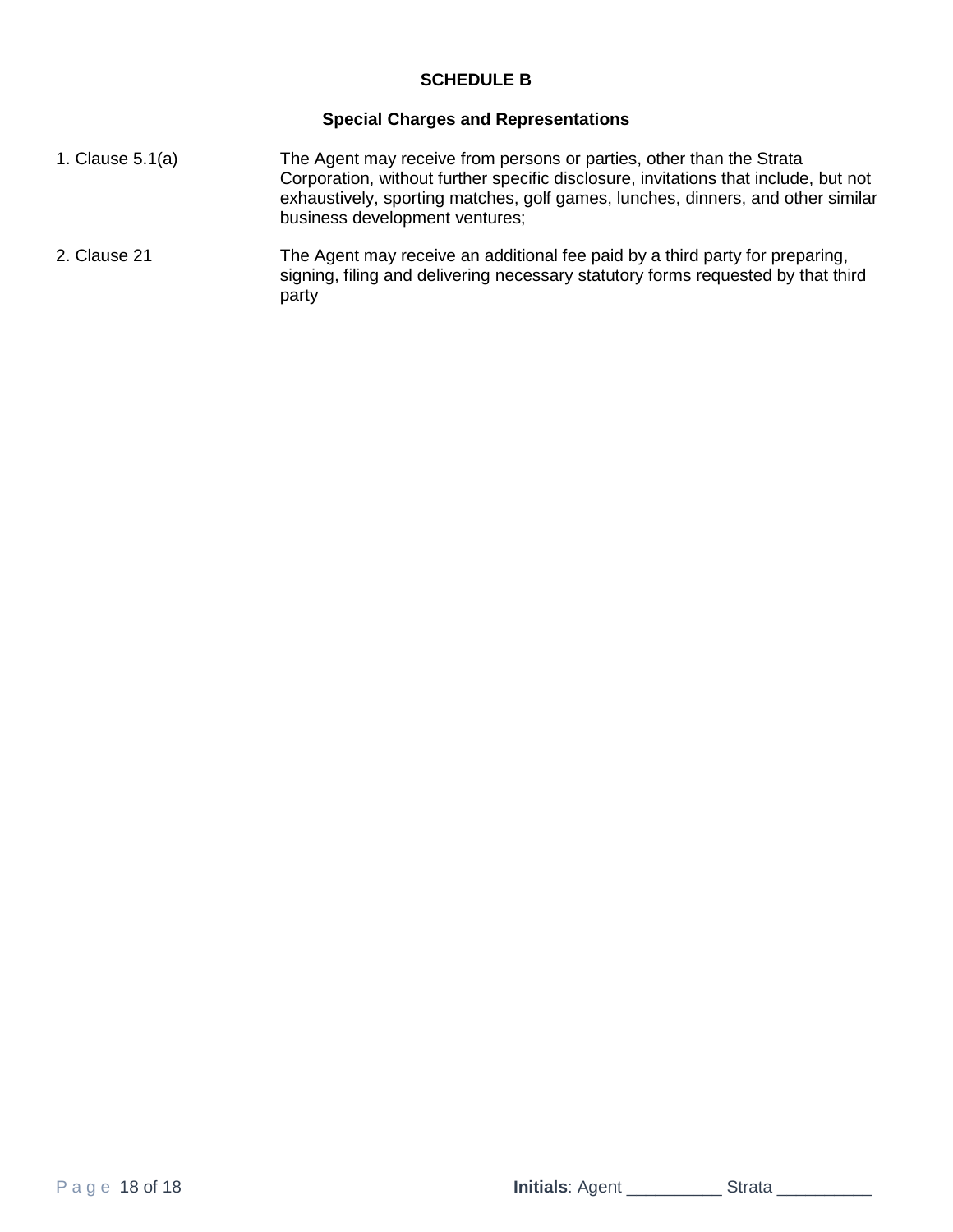## SCHEDULE B

### Special Charges and Representations

| | |
|---|---|
| 1. Clause 5.1(a) | The Agent may receive from persons or parties, other than the Strata Corporation, without further specific disclosure, invitations that include, but not exhaustively, sporting matches, golf games, lunches, dinners, and other similar business development ventures; |
| 2. Clause 21 | The Agent may receive an additional fee paid by a third party for preparing, signing, filing and delivering necessary statutory forms requested by that third party |

**Initials**: Agent __________ Strata __________